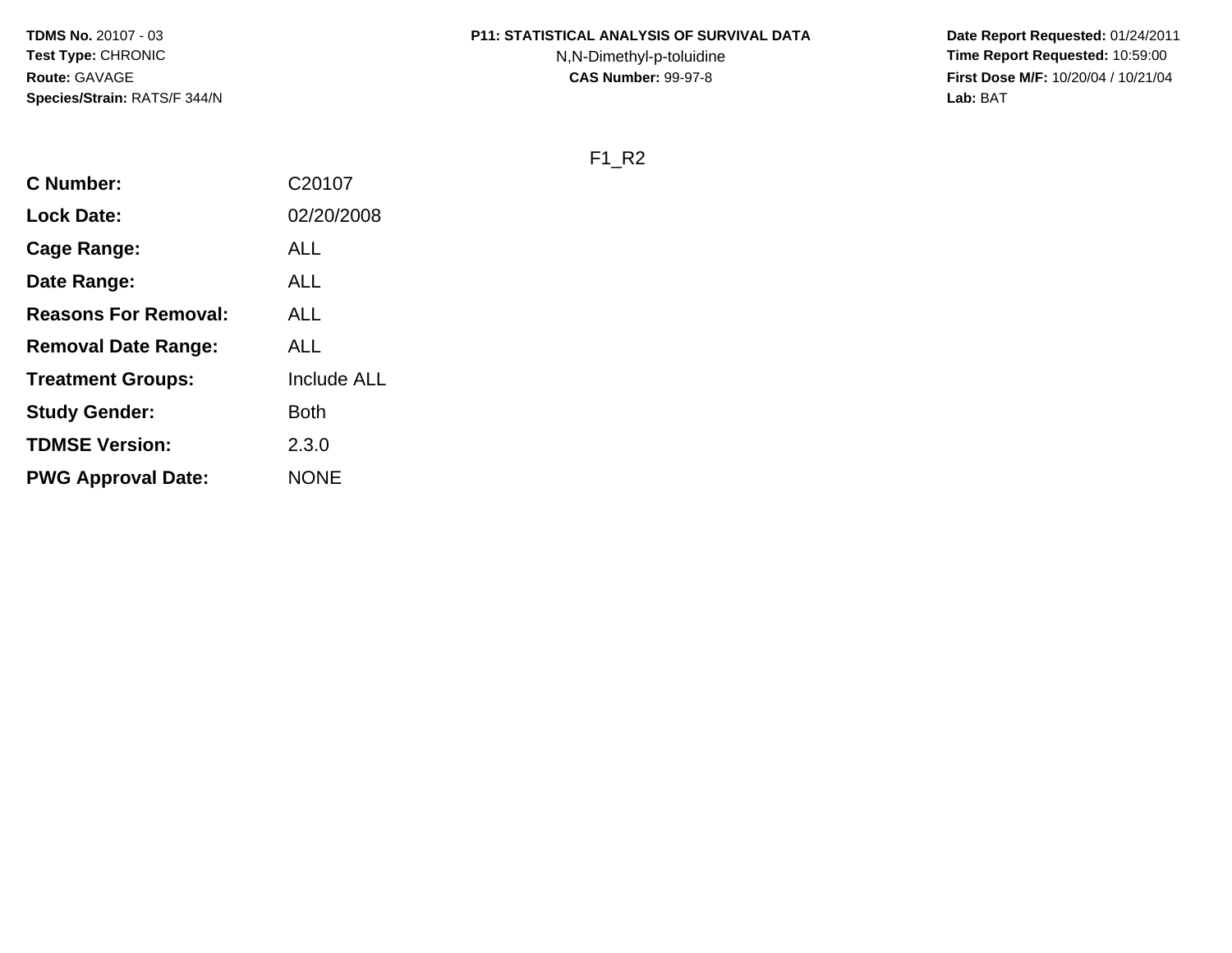**TDMS No.** 20107 - 03
**Test Type:** CHRONIC
**Route:** GAVAGE
**Species/Strain:** RATS/F 344/N

**P11: STATISTICAL ANALYSIS OF SURVIVAL DATA**
N,N-Dimethyl-p-toluidine
**CAS Number:** 99-97-8

**Date Report Requested:** 01/24/2011
**Time Report Requested:** 10:59:00
**First Dose M/F:** 10/20/04 / 10/21/04
**Lab:** BAT

F1_R2

| | |
|---|---|
| **C Number:** | C20107 |
| **Lock Date:** | 02/20/2008 |
| **Cage Range:** | ALL |
| **Date Range:** | ALL |
| **Reasons For Removal:** | ALL |
| **Removal Date Range:** | ALL |
| **Treatment Groups:** | Include ALL |
| **Study Gender:** | Both |
| **TDMSE Version:** | 2.3.0 |
| **PWG Approval Date:** | NONE |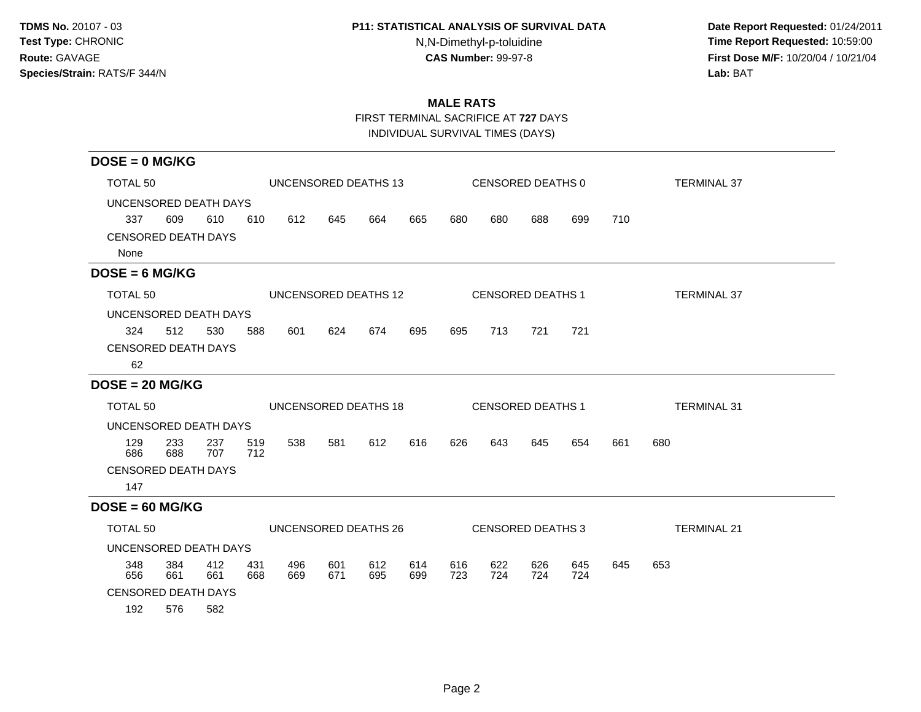**TDMS No.** 20107 - 03
**Test Type:** CHRONIC
**Route:** GAVAGE
**Species/Strain:** RATS/F 344/N

**P11: STATISTICAL ANALYSIS OF SURVIVAL DATA**
N,N-Dimethyl-p-toluidine
**CAS Number:** 99-97-8

**Date Report Requested:** 01/24/2011
**Time Report Requested:** 10:59:00
**First Dose M/F:** 10/20/04 / 10/21/04
**Lab:** BAT

## MALE RATS

FIRST TERMINAL SACRIFICE AT **727** DAYS
INDIVIDUAL SURVIVAL TIMES (DAYS)

### DOSE = 0 MG/KG

TOTAL 50 | UNCENSORED DEATHS 13 | CENSORED DEATHS 0 | TERMINAL 37

UNCENSORED DEATH DAYS

337 609 610 610 612 645 664 665 680 680 688 699 710

CENSORED DEATH DAYS

None

### DOSE = 6 MG/KG

TOTAL 50 | UNCENSORED DEATHS 12 | CENSORED DEATHS 1 | TERMINAL 37

UNCENSORED DEATH DAYS

324 512 530 588 601 624 674 695 695 713 721 721

CENSORED DEATH DAYS

62

### DOSE = 20 MG/KG

TOTAL 50 | UNCENSORED DEATHS 18 | CENSORED DEATHS 1 | TERMINAL 31

UNCENSORED DEATH DAYS

129 233 237 519 538 581 612 616 626 643 645 654 661 680
686 688 707 712

CENSORED DEATH DAYS

147

### DOSE = 60 MG/KG

TOTAL 50 | UNCENSORED DEATHS 26 | CENSORED DEATHS 3 | TERMINAL 21

UNCENSORED DEATH DAYS

348 384 412 431 496 601 612 614 616 622 626 645 645 653
656 661 661 668 669 671 695 699 723 724 724 724

CENSORED DEATH DAYS

192 576 582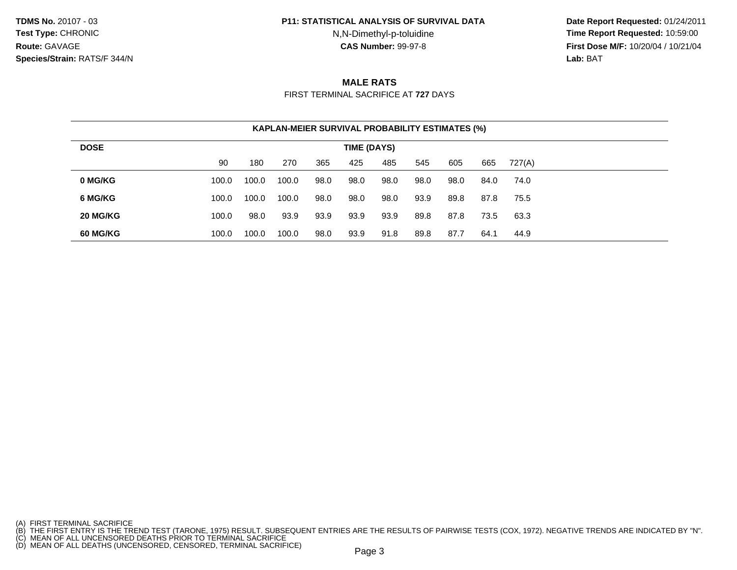**TDMS No.** 20107 - 03
**Test Type:** CHRONIC
**Route:** GAVAGE
**Species/Strain:** RATS/F 344/N

**P11: STATISTICAL ANALYSIS OF SURVIVAL DATA**
N,N-Dimethyl-p-toluidine
**CAS Number:** 99-97-8

**Date Report Requested:** 01/24/2011
**Time Report Requested:** 10:59:00
**First Dose M/F:** 10/20/04 / 10/21/04
**Lab:** BAT

## MALE RATS

FIRST TERMINAL SACRIFICE AT **727** DAYS

**KAPLAN-MEIER SURVIVAL PROBABILITY ESTIMATES (%)**

| DOSE | TIME (DAYS) | | | | | | | | | |
|---|---|---|---|---|---|---|---|---|---|---|
| | 90 | 180 | 270 | 365 | 425 | 485 | 545 | 605 | 665 | 727(A) |
| **0 MG/KG** | 100.0 | 100.0 | 100.0 | 98.0 | 98.0 | 98.0 | 98.0 | 98.0 | 84.0 | 74.0 |
| **6 MG/KG** | 100.0 | 100.0 | 100.0 | 98.0 | 98.0 | 98.0 | 93.9 | 89.8 | 87.8 | 75.5 |
| **20 MG/KG** | 100.0 | 98.0 | 93.9 | 93.9 | 93.9 | 93.9 | 89.8 | 87.8 | 73.5 | 63.3 |
| **60 MG/KG** | 100.0 | 100.0 | 100.0 | 98.0 | 93.9 | 91.8 | 89.8 | 87.7 | 64.1 | 44.9 |

(A) FIRST TERMINAL SACRIFICE
(B) THE FIRST ENTRY IS THE TREND TEST (TARONE, 1975) RESULT. SUBSEQUENT ENTRIES ARE THE RESULTS OF PAIRWISE TESTS (COX, 1972). NEGATIVE TRENDS ARE INDICATED BY "N".
(C) MEAN OF ALL UNCENSORED DEATHS PRIOR TO TERMINAL SACRIFICE
(D) MEAN OF ALL DEATHS (UNCENSORED, CENSORED, TERMINAL SACRIFICE)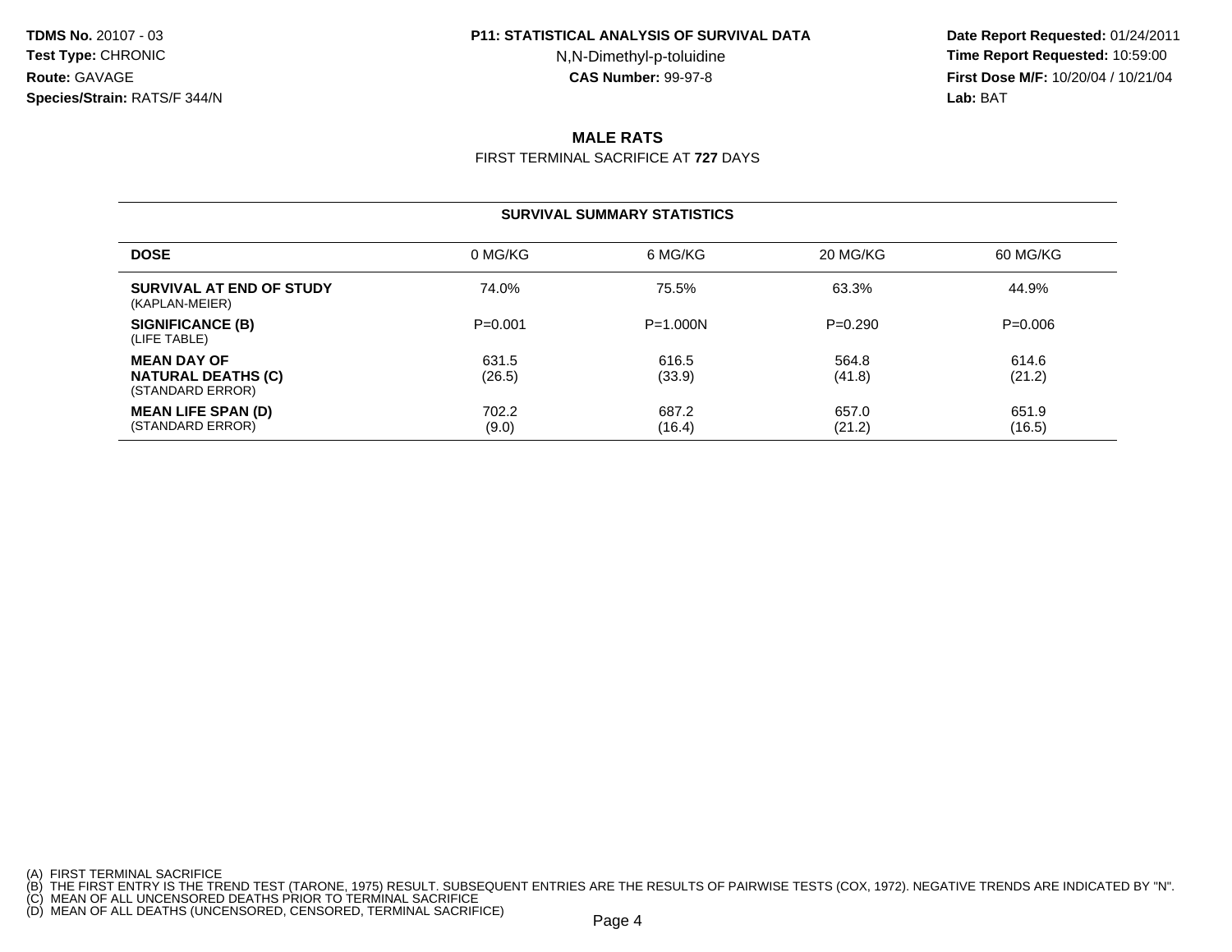**TDMS No.** 20107 - 03
**Test Type:** CHRONIC
**Route:** GAVAGE
**Species/Strain:** RATS/F 344/N

**P11: STATISTICAL ANALYSIS OF SURVIVAL DATA**
N,N-Dimethyl-p-toluidine
**CAS Number:** 99-97-8

**Date Report Requested:** 01/24/2011
**Time Report Requested:** 10:59:00
**First Dose M/F:** 10/20/04 / 10/21/04
**Lab:** BAT

## MALE RATS

FIRST TERMINAL SACRIFICE AT **727** DAYS

### SURVIVAL SUMMARY STATISTICS

| DOSE | 0 MG/KG | 6 MG/KG | 20 MG/KG | 60 MG/KG |
|---|---|---|---|---|
| **SURVIVAL AT END OF STUDY** (KAPLAN-MEIER) | 74.0% | 75.5% | 63.3% | 44.9% |
| **SIGNIFICANCE (B)** (LIFE TABLE) | P=0.001 | P=1.000N | P=0.290 | P=0.006 |
| **MEAN DAY OF NATURAL DEATHS (C)** (STANDARD ERROR) | 631.5 (26.5) | 616.5 (33.9) | 564.8 (41.8) | 614.6 (21.2) |
| **MEAN LIFE SPAN (D)** (STANDARD ERROR) | 702.2 (9.0) | 687.2 (16.4) | 657.0 (21.2) | 651.9 (16.5) |

(A) FIRST TERMINAL SACRIFICE
(B) THE FIRST ENTRY IS THE TREND TEST (TARONE, 1975) RESULT. SUBSEQUENT ENTRIES ARE THE RESULTS OF PAIRWISE TESTS (COX, 1972). NEGATIVE TRENDS ARE INDICATED BY "N".
(C) MEAN OF ALL UNCENSORED DEATHS PRIOR TO TERMINAL SACRIFICE
(D) MEAN OF ALL DEATHS (UNCENSORED, CENSORED, TERMINAL SACRIFICE)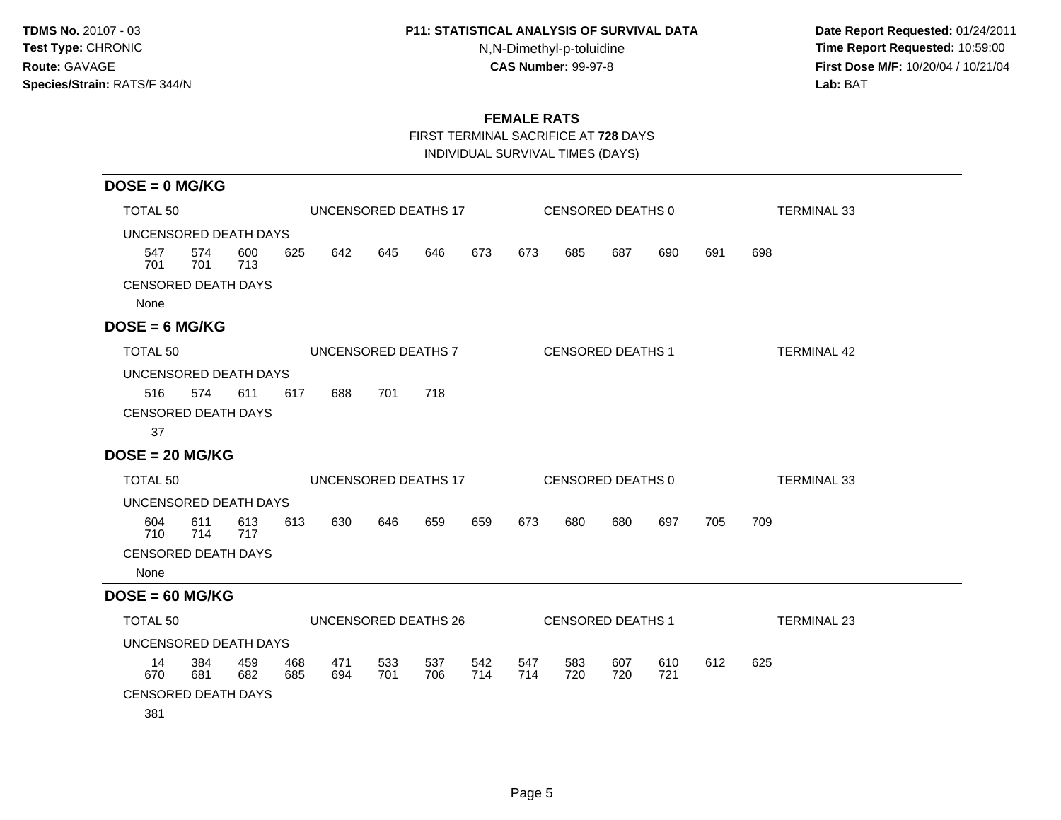**TDMS No.** 20107 - 03
**Test Type:** CHRONIC
**Route:** GAVAGE
**Species/Strain:** RATS/F 344/N

**P11: STATISTICAL ANALYSIS OF SURVIVAL DATA**
N,N-Dimethyl-p-toluidine
**CAS Number:** 99-97-8

**Date Report Requested:** 01/24/2011
**Time Report Requested:** 10:59:00
**First Dose M/F:** 10/20/04 / 10/21/04
**Lab:** BAT

## FEMALE RATS

FIRST TERMINAL SACRIFICE AT **728** DAYS
INDIVIDUAL SURVIVAL TIMES (DAYS)

### DOSE = 0 MG/KG

TOTAL 50 | UNCENSORED DEATHS 17 | CENSORED DEATHS 0 | TERMINAL 33

UNCENSORED DEATH DAYS

547 574 600 625 642 645 646 673 673 685 687 690 691 698
701 701 713

CENSORED DEATH DAYS

None

### DOSE = 6 MG/KG

TOTAL 50 | UNCENSORED DEATHS 7 | CENSORED DEATHS 1 | TERMINAL 42

UNCENSORED DEATH DAYS

516 574 611 617 688 701 718

CENSORED DEATH DAYS

37

### DOSE = 20 MG/KG

TOTAL 50 | UNCENSORED DEATHS 17 | CENSORED DEATHS 0 | TERMINAL 33

UNCENSORED DEATH DAYS

604 611 613 613 630 646 659 659 673 680 680 697 705 709
710 714 717

CENSORED DEATH DAYS

None

### DOSE = 60 MG/KG

TOTAL 50 | UNCENSORED DEATHS 26 | CENSORED DEATHS 1 | TERMINAL 23

UNCENSORED DEATH DAYS

14 384 459 468 471 533 537 542 547 583 607 610 612 625
670 681 682 685 694 701 706 714 714 720 720 721

CENSORED DEATH DAYS

381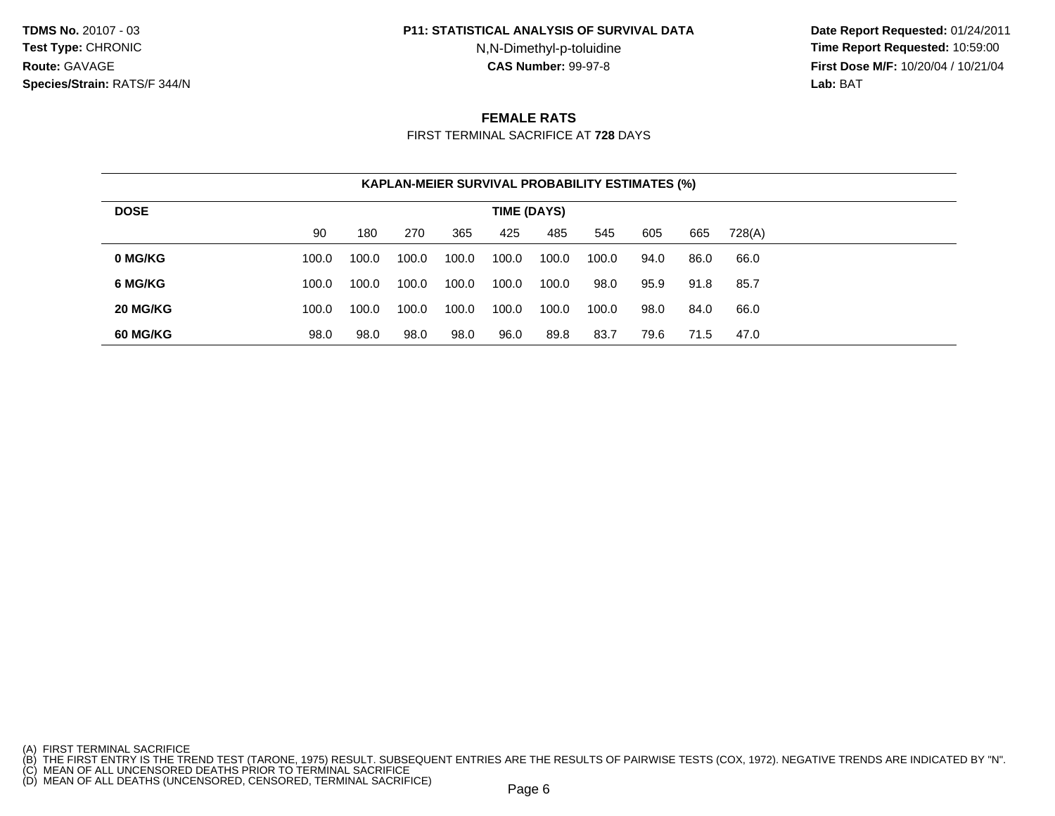**TDMS No.** 20107 - 03
**Test Type:** CHRONIC
**Route:** GAVAGE
**Species/Strain:** RATS/F 344/N

**P11: STATISTICAL ANALYSIS OF SURVIVAL DATA**
N,N-Dimethyl-p-toluidine
**CAS Number:** 99-97-8

**Date Report Requested:** 01/24/2011
**Time Report Requested:** 10:59:00
**First Dose M/F:** 10/20/04 / 10/21/04
**Lab:** BAT

## FEMALE RATS

FIRST TERMINAL SACRIFICE AT **728** DAYS

**KAPLAN-MEIER SURVIVAL PROBABILITY ESTIMATES (%)**

| DOSE | TIME (DAYS) | | | | | | | | | |
|---|---|---|---|---|---|---|---|---|---|---|
| | 90 | 180 | 270 | 365 | 425 | 485 | 545 | 605 | 665 | 728(A) |
| **0 MG/KG** | 100.0 | 100.0 | 100.0 | 100.0 | 100.0 | 100.0 | 100.0 | 94.0 | 86.0 | 66.0 |
| **6 MG/KG** | 100.0 | 100.0 | 100.0 | 100.0 | 100.0 | 100.0 | 98.0 | 95.9 | 91.8 | 85.7 |
| **20 MG/KG** | 100.0 | 100.0 | 100.0 | 100.0 | 100.0 | 100.0 | 100.0 | 98.0 | 84.0 | 66.0 |
| **60 MG/KG** | 98.0 | 98.0 | 98.0 | 98.0 | 96.0 | 89.8 | 83.7 | 79.6 | 71.5 | 47.0 |

(A) FIRST TERMINAL SACRIFICE
(B) THE FIRST ENTRY IS THE TREND TEST (TARONE, 1975) RESULT. SUBSEQUENT ENTRIES ARE THE RESULTS OF PAIRWISE TESTS (COX, 1972). NEGATIVE TRENDS ARE INDICATED BY "N".
(C) MEAN OF ALL UNCENSORED DEATHS PRIOR TO TERMINAL SACRIFICE
(D) MEAN OF ALL DEATHS (UNCENSORED, CENSORED, TERMINAL SACRIFICE)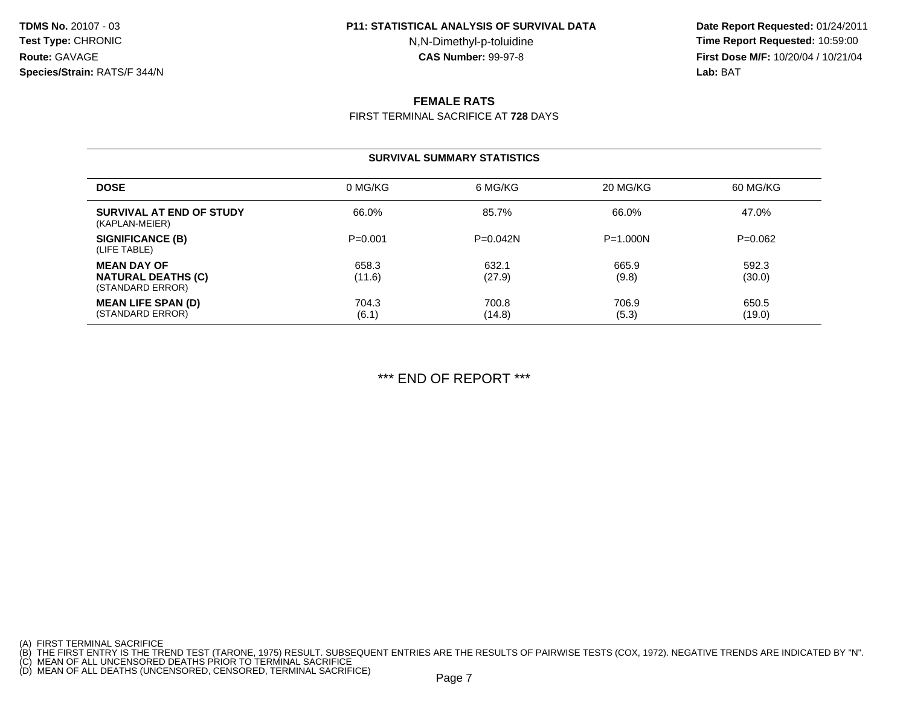**TDMS No.** 20107 - 03
**Test Type:** CHRONIC
**Route:** GAVAGE
**Species/Strain:** RATS/F 344/N

**P11: STATISTICAL ANALYSIS OF SURVIVAL DATA**
N,N-Dimethyl-p-toluidine
**CAS Number:** 99-97-8

**Date Report Requested:** 01/24/2011
**Time Report Requested:** 10:59:00
**First Dose M/F:** 10/20/04 / 10/21/04
**Lab:** BAT

## FEMALE RATS

FIRST TERMINAL SACRIFICE AT **728** DAYS

### SURVIVAL SUMMARY STATISTICS

| **DOSE** | 0 MG/KG | 6 MG/KG | 20 MG/KG | 60 MG/KG |
|---|---|---|---|---|
| **SURVIVAL AT END OF STUDY** (KAPLAN-MEIER) | 66.0% | 85.7% | 66.0% | 47.0% |
| **SIGNIFICANCE (B)** (LIFE TABLE) | P=0.001 | P=0.042N | P=1.000N | P=0.062 |
| **MEAN DAY OF NATURAL DEATHS (C)** (STANDARD ERROR) | 658.3 (11.6) | 632.1 (27.9) | 665.9 (9.8) | 592.3 (30.0) |
| **MEAN LIFE SPAN (D)** (STANDARD ERROR) | 704.3 (6.1) | 700.8 (14.8) | 706.9 (5.3) | 650.5 (19.0) |

\*\*\* END OF REPORT \*\*\*

(A) FIRST TERMINAL SACRIFICE
(B) THE FIRST ENTRY IS THE TREND TEST (TARONE, 1975) RESULT. SUBSEQUENT ENTRIES ARE THE RESULTS OF PAIRWISE TESTS (COX, 1972). NEGATIVE TRENDS ARE INDICATED BY "N".
(C) MEAN OF ALL UNCENSORED DEATHS PRIOR TO TERMINAL SACRIFICE
(D) MEAN OF ALL DEATHS (UNCENSORED, CENSORED, TERMINAL SACRIFICE)